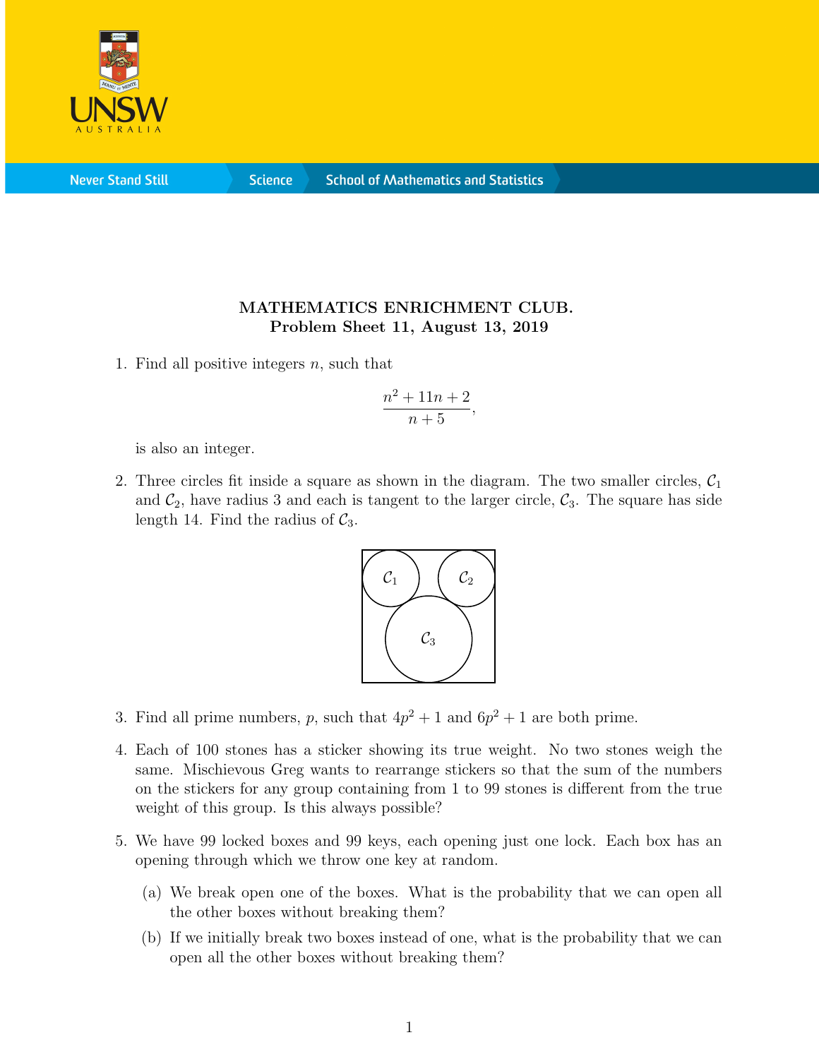**MATHEMATICS ENRICHMENT CLUB.**
**Problem Sheet 11, August 13, 2019**

1. Find all positive integers $n$, such that

$$\frac{n^2 + 11n + 2}{n + 5},$$

is also an integer.

2. Three circles fit inside a square as shown in the diagram. The two smaller circles, $\mathcal{C}_1$ and $\mathcal{C}_2$, have radius 3 and each is tangent to the larger circle, $\mathcal{C}_3$. The square has side length 14. Find the radius of $\mathcal{C}_3$.

3. Find all prime numbers, $p$, such that $4p^2 + 1$ and $6p^2 + 1$ are both prime.

4. Each of 100 stones has a sticker showing its true weight. No two stones weigh the same. Mischievous Greg wants to rearrange stickers so that the sum of the numbers on the stickers for any group containing from 1 to 99 stones is different from the true weight of this group. Is this always possible?

5. We have 99 locked boxes and 99 keys, each opening just one lock. Each box has an opening through which we throw one key at random.

   (a) We break open one of the boxes. What is the probability that we can open all the other boxes without breaking them?

   (b) If we initially break two boxes instead of one, what is the probability that we can open all the other boxes without breaking them?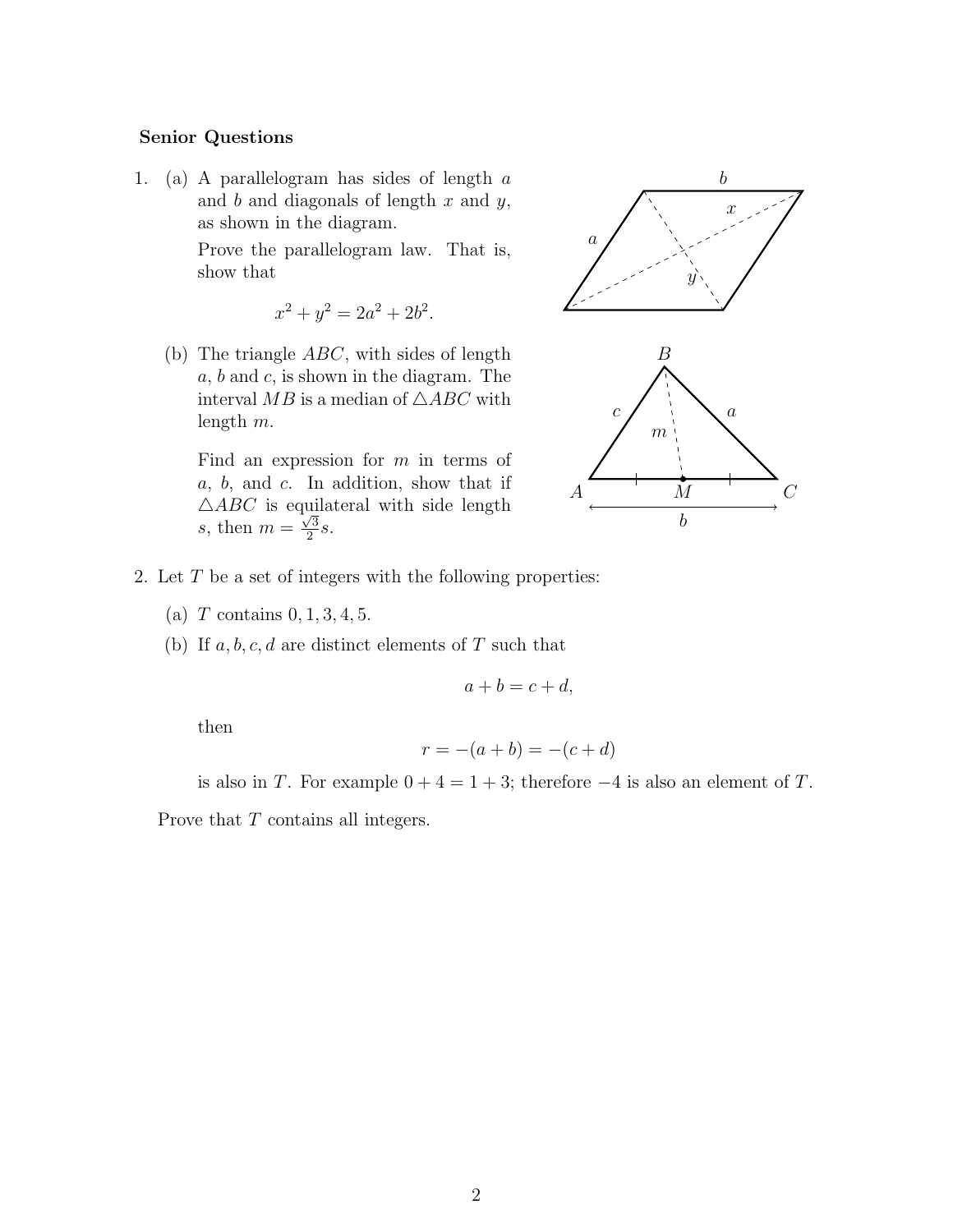**Senior Questions**

1. (a) A parallelogram has sides of length $a$ and $b$ and diagonals of length $x$ and $y$, as shown in the diagram.

   Prove the parallelogram law. That is, show that

$$x^2 + y^2 = 2a^2 + 2b^2.$$

   b

   x

   a

   y

   (b) The triangle $ABC$, with sides of length $a$, $b$ and $c$, is shown in the diagram. The interval $MB$ is a median of $\triangle ABC$ with length $m$.

   Find an expression for $m$ in terms of $a$, $b$, and $c$. In addition, show that if $\triangle ABC$ is equilateral with side length $s$, then $m = \frac{\sqrt{3}}{2}s$.

   B

   c

   a

   m

   A

   M

   C

   b

2. Let $T$ be a set of integers with the following properties:

   (a) $T$ contains $0, 1, 3, 4, 5$.

   (b) If $a, b, c, d$ are distinct elements of $T$ such that

$$a + b = c + d,$$

   then

$$r = -(a + b) = -(c + d)$$

   is also in $T$. For example $0 + 4 = 1 + 3$; therefore $-4$ is also an element of $T$.

   Prove that $T$ contains all integers.